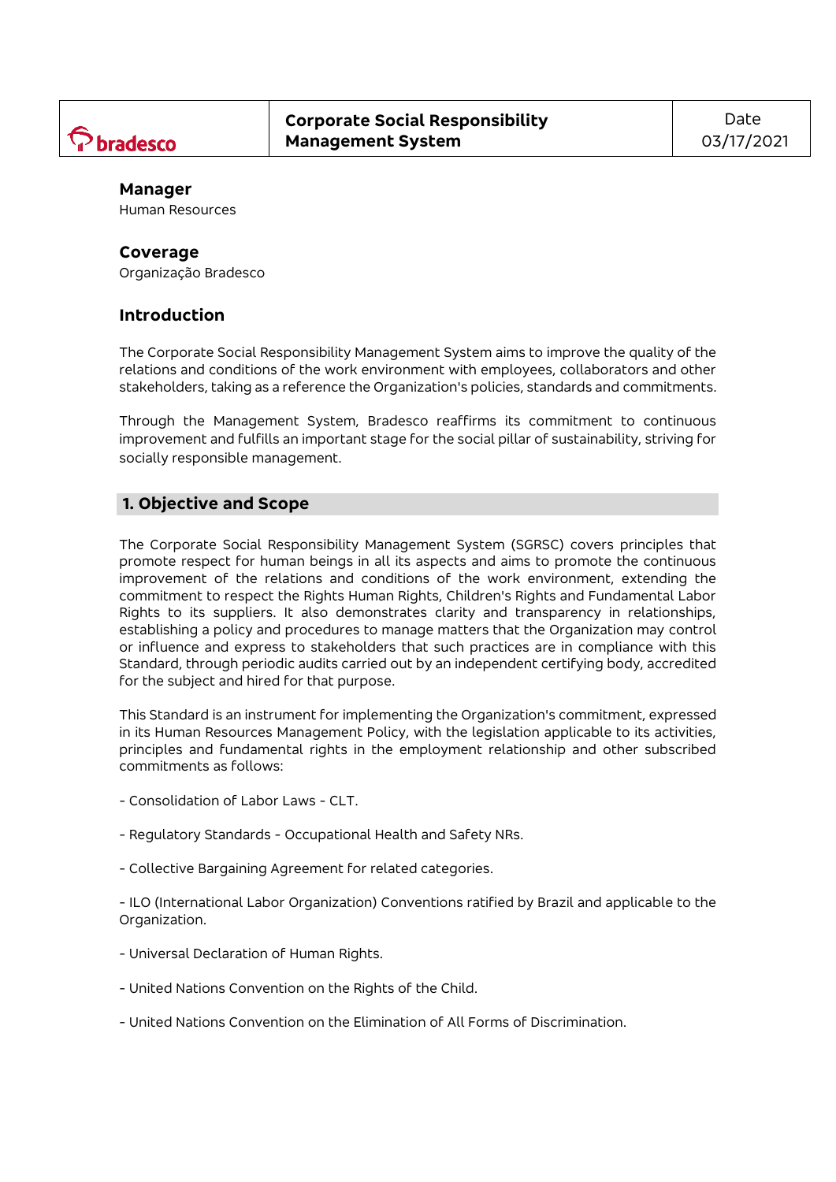| bradesco | **Corporate Social Responsibility Management System** | Date 03/17/2021 |
|---|---|---|

**Manager**
Human Resources

**Coverage**
Organização Bradesco

## Introduction

The Corporate Social Responsibility Management System aims to improve the quality of the relations and conditions of the work environment with employees, collaborators and other stakeholders, taking as a reference the Organization's policies, standards and commitments.

Through the Management System, Bradesco reaffirms its commitment to continuous improvement and fulfills an important stage for the social pillar of sustainability, striving for socially responsible management.

## 1. Objective and Scope

The Corporate Social Responsibility Management System (SGRSC) covers principles that promote respect for human beings in all its aspects and aims to promote the continuous improvement of the relations and conditions of the work environment, extending the commitment to respect the Rights Human Rights, Children's Rights and Fundamental Labor Rights to its suppliers. It also demonstrates clarity and transparency in relationships, establishing a policy and procedures to manage matters that the Organization may control or influence and express to stakeholders that such practices are in compliance with this Standard, through periodic audits carried out by an independent certifying body, accredited for the subject and hired for that purpose.

This Standard is an instrument for implementing the Organization's commitment, expressed in its Human Resources Management Policy, with the legislation applicable to its activities, principles and fundamental rights in the employment relationship and other subscribed commitments as follows:

- Consolidation of Labor Laws - CLT.

- Regulatory Standards - Occupational Health and Safety NRs.

- Collective Bargaining Agreement for related categories.

- ILO (International Labor Organization) Conventions ratified by Brazil and applicable to the Organization.

- Universal Declaration of Human Rights.

- United Nations Convention on the Rights of the Child.

- United Nations Convention on the Elimination of All Forms of Discrimination.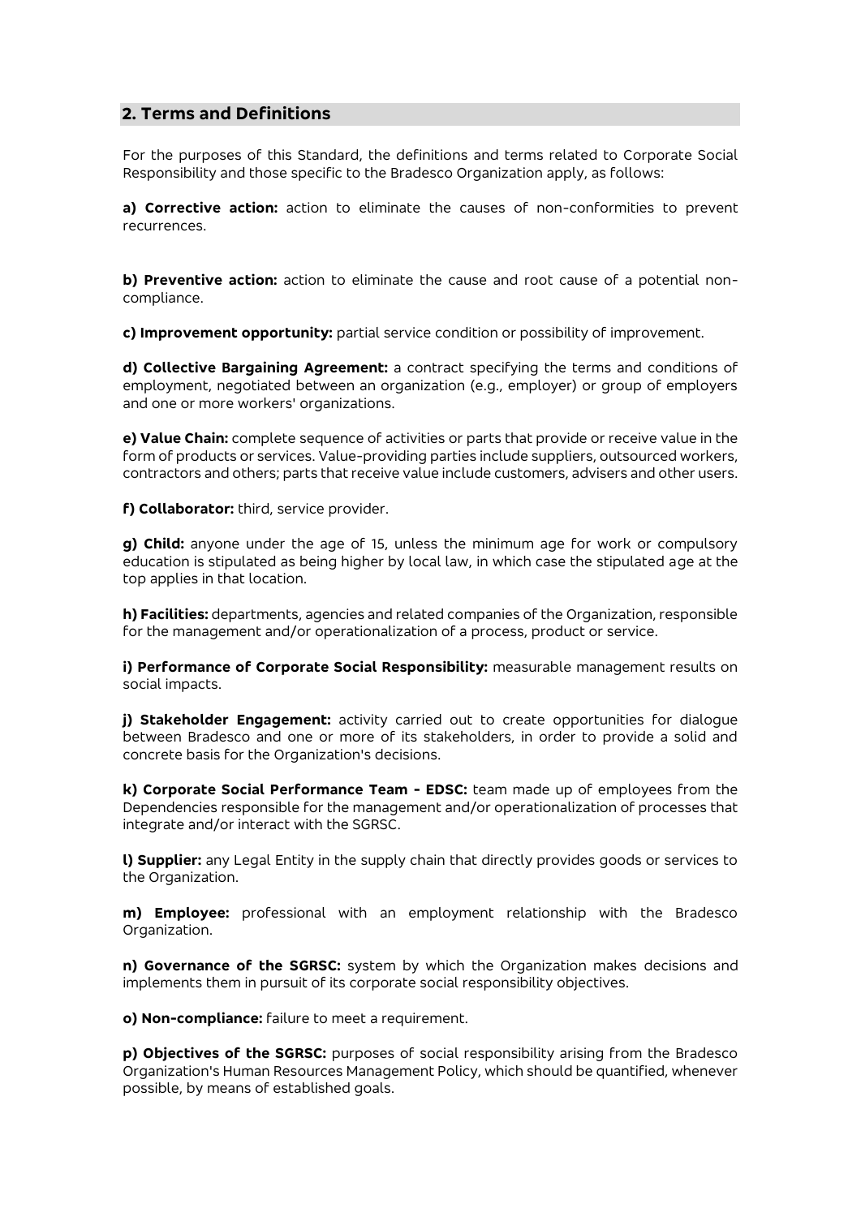## 2. Terms and Definitions

For the purposes of this Standard, the definitions and terms related to Corporate Social Responsibility and those specific to the Bradesco Organization apply, as follows:

**a) Corrective action:** action to eliminate the causes of non-conformities to prevent recurrences.

**b) Preventive action:** action to eliminate the cause and root cause of a potential non-compliance.

**c) Improvement opportunity:** partial service condition or possibility of improvement.

**d) Collective Bargaining Agreement:** a contract specifying the terms and conditions of employment, negotiated between an organization (e.g., employer) or group of employers and one or more workers' organizations.

**e) Value Chain:** complete sequence of activities or parts that provide or receive value in the form of products or services. Value-providing parties include suppliers, outsourced workers, contractors and others; parts that receive value include customers, advisers and other users.

**f) Collaborator:** third, service provider.

**g) Child:** anyone under the age of 15, unless the minimum age for work or compulsory education is stipulated as being higher by local law, in which case the stipulated age at the top applies in that location.

**h) Facilities:** departments, agencies and related companies of the Organization, responsible for the management and/or operationalization of a process, product or service.

**i) Performance of Corporate Social Responsibility:** measurable management results on social impacts.

**j) Stakeholder Engagement:** activity carried out to create opportunities for dialogue between Bradesco and one or more of its stakeholders, in order to provide a solid and concrete basis for the Organization's decisions.

**k) Corporate Social Performance Team - EDSC:** team made up of employees from the Dependencies responsible for the management and/or operationalization of processes that integrate and/or interact with the SGRSC.

**l) Supplier:** any Legal Entity in the supply chain that directly provides goods or services to the Organization.

**m) Employee:** professional with an employment relationship with the Bradesco Organization.

**n) Governance of the SGRSC:** system by which the Organization makes decisions and implements them in pursuit of its corporate social responsibility objectives.

**o) Non-compliance:** failure to meet a requirement.

**p) Objectives of the SGRSC:** purposes of social responsibility arising from the Bradesco Organization's Human Resources Management Policy, which should be quantified, whenever possible, by means of established goals.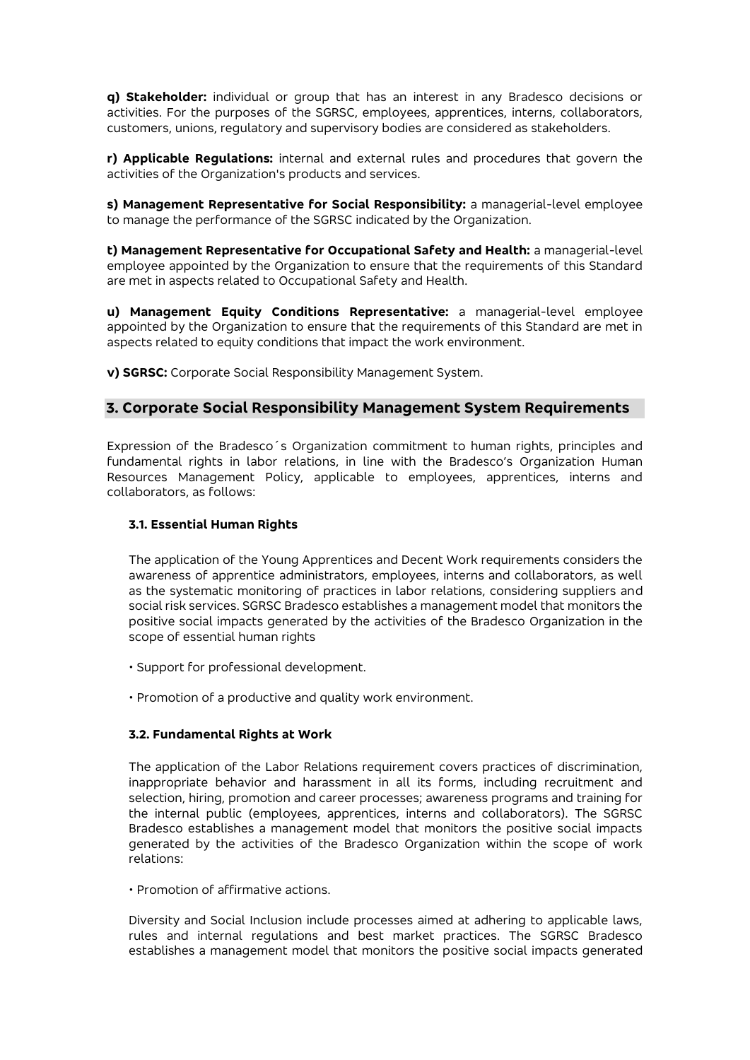**q) Stakeholder:** individual or group that has an interest in any Bradesco decisions or activities. For the purposes of the SGRSC, employees, apprentices, interns, collaborators, customers, unions, regulatory and supervisory bodies are considered as stakeholders.

**r) Applicable Regulations:** internal and external rules and procedures that govern the activities of the Organization's products and services.

**s) Management Representative for Social Responsibility:** a managerial-level employee to manage the performance of the SGRSC indicated by the Organization.

**t) Management Representative for Occupational Safety and Health:** a managerial-level employee appointed by the Organization to ensure that the requirements of this Standard are met in aspects related to Occupational Safety and Health.

**u) Management Equity Conditions Representative:** a managerial-level employee appointed by the Organization to ensure that the requirements of this Standard are met in aspects related to equity conditions that impact the work environment.

**v) SGRSC:** Corporate Social Responsibility Management System.

## 3. Corporate Social Responsibility Management System Requirements

Expression of the Bradesco´s Organization commitment to human rights, principles and fundamental rights in labor relations, in line with the Bradesco's Organization Human Resources Management Policy, applicable to employees, apprentices, interns and collaborators, as follows:

### 3.1. Essential Human Rights

The application of the Young Apprentices and Decent Work requirements considers the awareness of apprentice administrators, employees, interns and collaborators, as well as the systematic monitoring of practices in labor relations, considering suppliers and social risk services. SGRSC Bradesco establishes a management model that monitors the positive social impacts generated by the activities of the Bradesco Organization in the scope of essential human rights

- Support for professional development.
- Promotion of a productive and quality work environment.

### 3.2. Fundamental Rights at Work

The application of the Labor Relations requirement covers practices of discrimination, inappropriate behavior and harassment in all its forms, including recruitment and selection, hiring, promotion and career processes; awareness programs and training for the internal public (employees, apprentices, interns and collaborators). The SGRSC Bradesco establishes a management model that monitors the positive social impacts generated by the activities of the Bradesco Organization within the scope of work relations:

- Promotion of affirmative actions.

Diversity and Social Inclusion include processes aimed at adhering to applicable laws, rules and internal regulations and best market practices. The SGRSC Bradesco establishes a management model that monitors the positive social impacts generated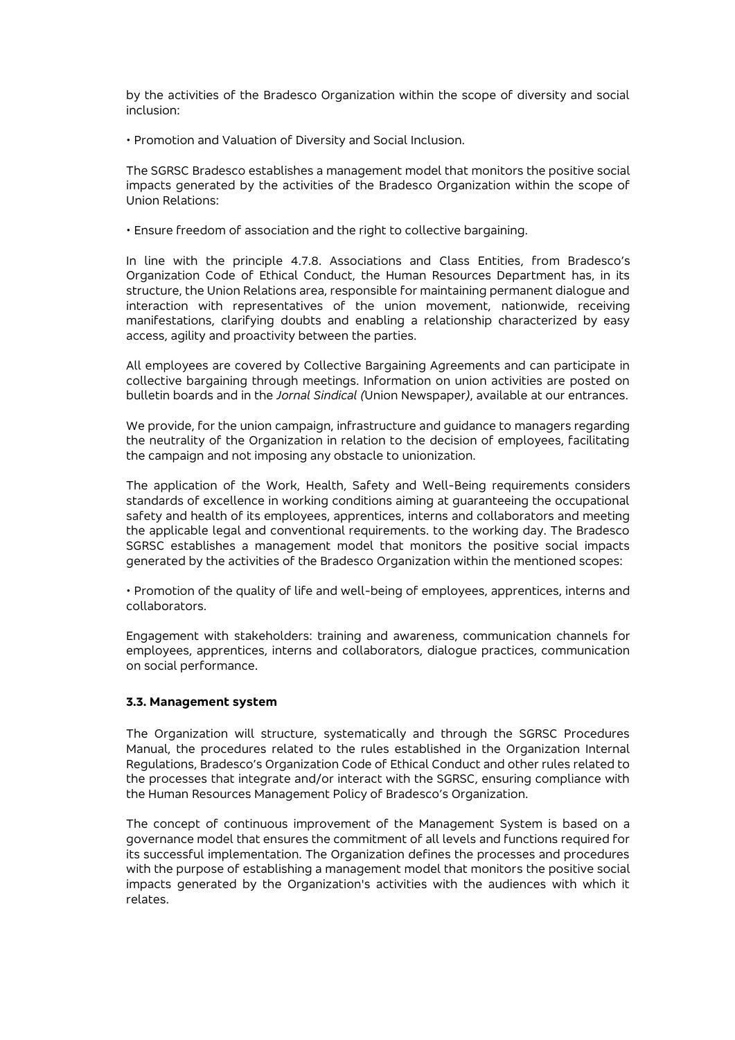by the activities of the Bradesco Organization within the scope of diversity and social inclusion:

• Promotion and Valuation of Diversity and Social Inclusion.

The SGRSC Bradesco establishes a management model that monitors the positive social impacts generated by the activities of the Bradesco Organization within the scope of Union Relations:

• Ensure freedom of association and the right to collective bargaining.

In line with the principle 4.7.8. Associations and Class Entities, from Bradesco's Organization Code of Ethical Conduct, the Human Resources Department has, in its structure, the Union Relations area, responsible for maintaining permanent dialogue and interaction with representatives of the union movement, nationwide, receiving manifestations, clarifying doubts and enabling a relationship characterized by easy access, agility and proactivity between the parties.

All employees are covered by Collective Bargaining Agreements and can participate in collective bargaining through meetings. Information on union activities are posted on bulletin boards and in the *Jornal Sindical (*Union Newspaper*)*, available at our entrances.

We provide, for the union campaign, infrastructure and guidance to managers regarding the neutrality of the Organization in relation to the decision of employees, facilitating the campaign and not imposing any obstacle to unionization.

The application of the Work, Health, Safety and Well-Being requirements considers standards of excellence in working conditions aiming at guaranteeing the occupational safety and health of its employees, apprentices, interns and collaborators and meeting the applicable legal and conventional requirements. to the working day. The Bradesco SGRSC establishes a management model that monitors the positive social impacts generated by the activities of the Bradesco Organization within the mentioned scopes:

• Promotion of the quality of life and well-being of employees, apprentices, interns and collaborators.

Engagement with stakeholders: training and awareness, communication channels for employees, apprentices, interns and collaborators, dialogue practices, communication on social performance.

### 3.3. Management system

The Organization will structure, systematically and through the SGRSC Procedures Manual, the procedures related to the rules established in the Organization Internal Regulations, Bradesco's Organization Code of Ethical Conduct and other rules related to the processes that integrate and/or interact with the SGRSC, ensuring compliance with the Human Resources Management Policy of Bradesco's Organization.

The concept of continuous improvement of the Management System is based on a governance model that ensures the commitment of all levels and functions required for its successful implementation. The Organization defines the processes and procedures with the purpose of establishing a management model that monitors the positive social impacts generated by the Organization's activities with the audiences with which it relates.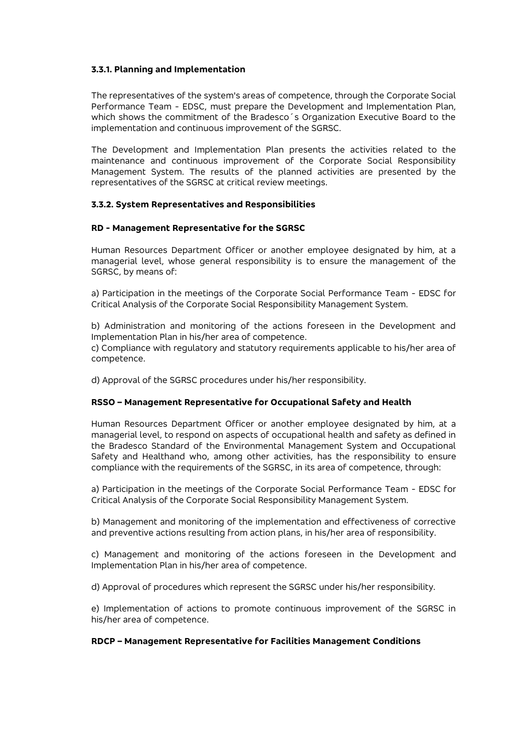### 3.3.1. Planning and Implementation

The representatives of the system's areas of competence, through the Corporate Social Performance Team - EDSC, must prepare the Development and Implementation Plan, which shows the commitment of the Bradesco´s Organization Executive Board to the implementation and continuous improvement of the SGRSC.

The Development and Implementation Plan presents the activities related to the maintenance and continuous improvement of the Corporate Social Responsibility Management System. The results of the planned activities are presented by the representatives of the SGRSC at critical review meetings.

### 3.3.2. System Representatives and Responsibilities

#### RD - Management Representative for the SGRSC

Human Resources Department Officer or another employee designated by him, at a managerial level, whose general responsibility is to ensure the management of the SGRSC, by means of:

a) Participation in the meetings of the Corporate Social Performance Team - EDSC for Critical Analysis of the Corporate Social Responsibility Management System.

b) Administration and monitoring of the actions foreseen in the Development and Implementation Plan in his/her area of competence.

c) Compliance with regulatory and statutory requirements applicable to his/her area of competence.

d) Approval of the SGRSC procedures under his/her responsibility.

#### RSSO – Management Representative for Occupational Safety and Health

Human Resources Department Officer or another employee designated by him, at a managerial level, to respond on aspects of occupational health and safety as defined in the Bradesco Standard of the Environmental Management System and Occupational Safety and Healthand who, among other activities, has the responsibility to ensure compliance with the requirements of the SGRSC, in its area of competence, through:

a) Participation in the meetings of the Corporate Social Performance Team - EDSC for Critical Analysis of the Corporate Social Responsibility Management System.

b) Management and monitoring of the implementation and effectiveness of corrective and preventive actions resulting from action plans, in his/her area of responsibility.

c) Management and monitoring of the actions foreseen in the Development and Implementation Plan in his/her area of competence.

d) Approval of procedures which represent the SGRSC under his/her responsibility.

e) Implementation of actions to promote continuous improvement of the SGRSC in his/her area of competence.

#### RDCP – Management Representative for Facilities Management Conditions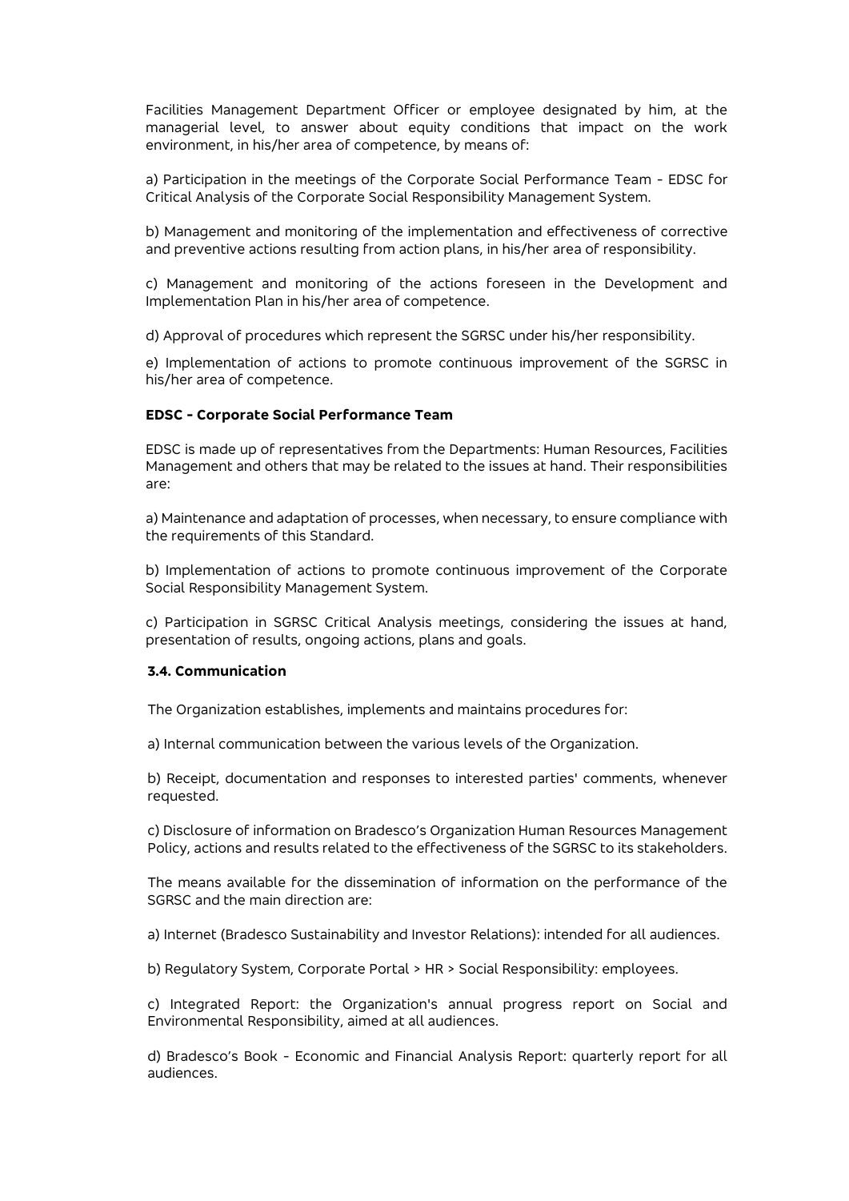Facilities Management Department Officer or employee designated by him, at the managerial level, to answer about equity conditions that impact on the work environment, in his/her area of competence, by means of:

a) Participation in the meetings of the Corporate Social Performance Team - EDSC for Critical Analysis of the Corporate Social Responsibility Management System.

b) Management and monitoring of the implementation and effectiveness of corrective and preventive actions resulting from action plans, in his/her area of responsibility.

c) Management and monitoring of the actions foreseen in the Development and Implementation Plan in his/her area of competence.

d) Approval of procedures which represent the SGRSC under his/her responsibility.

e) Implementation of actions to promote continuous improvement of the SGRSC in his/her area of competence.

**EDSC - Corporate Social Performance Team**

EDSC is made up of representatives from the Departments: Human Resources, Facilities Management and others that may be related to the issues at hand. Their responsibilities are:

a) Maintenance and adaptation of processes, when necessary, to ensure compliance with the requirements of this Standard.

b) Implementation of actions to promote continuous improvement of the Corporate Social Responsibility Management System.

c) Participation in SGRSC Critical Analysis meetings, considering the issues at hand, presentation of results, ongoing actions, plans and goals.

### 3.4. Communication

The Organization establishes, implements and maintains procedures for:

a) Internal communication between the various levels of the Organization.

b) Receipt, documentation and responses to interested parties' comments, whenever requested.

c) Disclosure of information on Bradesco's Organization Human Resources Management Policy, actions and results related to the effectiveness of the SGRSC to its stakeholders.

The means available for the dissemination of information on the performance of the SGRSC and the main direction are:

a) Internet (Bradesco Sustainability and Investor Relations): intended for all audiences.

b) Regulatory System, Corporate Portal > HR > Social Responsibility: employees.

c) Integrated Report: the Organization's annual progress report on Social and Environmental Responsibility, aimed at all audiences.

d) Bradesco's Book - Economic and Financial Analysis Report: quarterly report for all audiences.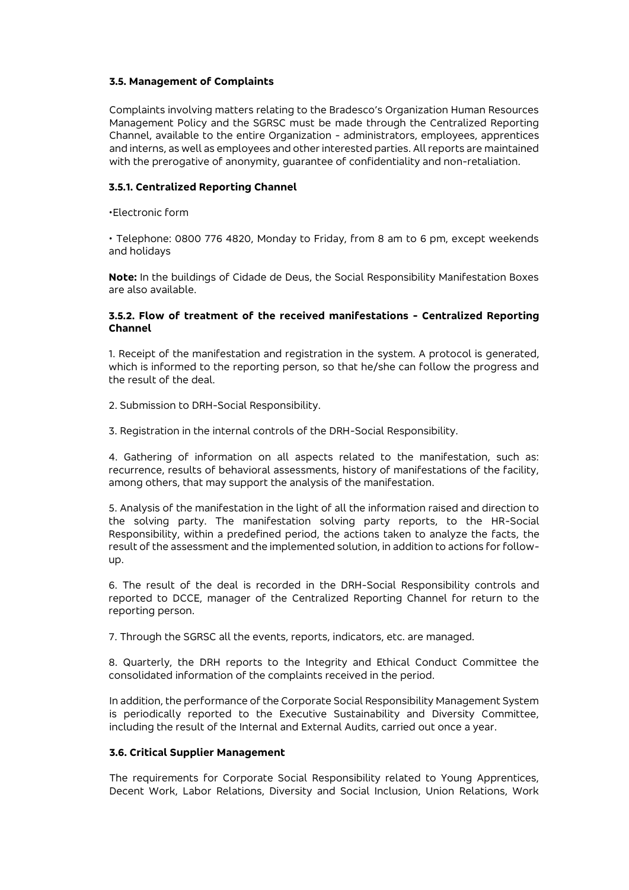### 3.5. Management of Complaints

Complaints involving matters relating to the Bradesco's Organization Human Resources Management Policy and the SGRSC must be made through the Centralized Reporting Channel, available to the entire Organization - administrators, employees, apprentices and interns, as well as employees and other interested parties. All reports are maintained with the prerogative of anonymity, guarantee of confidentiality and non-retaliation.

#### 3.5.1. Centralized Reporting Channel

- Electronic form
- Telephone: 0800 776 4820, Monday to Friday, from 8 am to 6 pm, except weekends and holidays

**Note:** In the buildings of Cidade de Deus, the Social Responsibility Manifestation Boxes are also available.

#### 3.5.2. Flow of treatment of the received manifestations - Centralized Reporting Channel

1. Receipt of the manifestation and registration in the system. A protocol is generated, which is informed to the reporting person, so that he/she can follow the progress and the result of the deal.

2. Submission to DRH-Social Responsibility.

3. Registration in the internal controls of the DRH-Social Responsibility.

4. Gathering of information on all aspects related to the manifestation, such as: recurrence, results of behavioral assessments, history of manifestations of the facility, among others, that may support the analysis of the manifestation.

5. Analysis of the manifestation in the light of all the information raised and direction to the solving party. The manifestation solving party reports, to the HR-Social Responsibility, within a predefined period, the actions taken to analyze the facts, the result of the assessment and the implemented solution, in addition to actions for follow-up.

6. The result of the deal is recorded in the DRH-Social Responsibility controls and reported to DCCE, manager of the Centralized Reporting Channel for return to the reporting person.

7. Through the SGRSC all the events, reports, indicators, etc. are managed.

8. Quarterly, the DRH reports to the Integrity and Ethical Conduct Committee the consolidated information of the complaints received in the period.

In addition, the performance of the Corporate Social Responsibility Management System is periodically reported to the Executive Sustainability and Diversity Committee, including the result of the Internal and External Audits, carried out once a year.

### 3.6. Critical Supplier Management

The requirements for Corporate Social Responsibility related to Young Apprentices, Decent Work, Labor Relations, Diversity and Social Inclusion, Union Relations, Work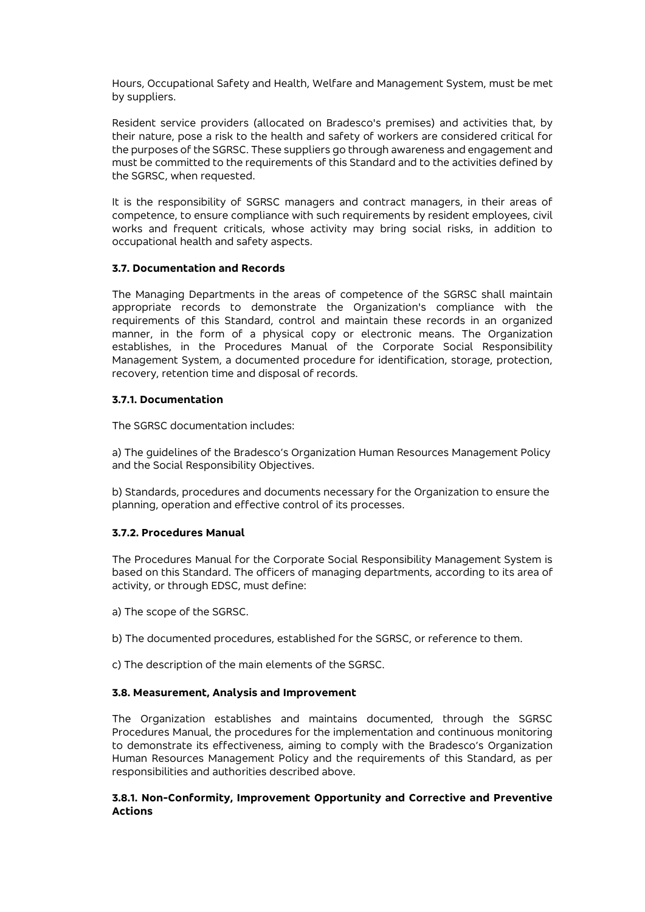Hours, Occupational Safety and Health, Welfare and Management System, must be met by suppliers.

Resident service providers (allocated on Bradesco's premises) and activities that, by their nature, pose a risk to the health and safety of workers are considered critical for the purposes of the SGRSC. These suppliers go through awareness and engagement and must be committed to the requirements of this Standard and to the activities defined by the SGRSC, when requested.

It is the responsibility of SGRSC managers and contract managers, in their areas of competence, to ensure compliance with such requirements by resident employees, civil works and frequent criticals, whose activity may bring social risks, in addition to occupational health and safety aspects.

**3.7. Documentation and Records**

The Managing Departments in the areas of competence of the SGRSC shall maintain appropriate records to demonstrate the Organization's compliance with the requirements of this Standard, control and maintain these records in an organized manner, in the form of a physical copy or electronic means. The Organization establishes, in the Procedures Manual of the Corporate Social Responsibility Management System, a documented procedure for identification, storage, protection, recovery, retention time and disposal of records.

**3.7.1. Documentation**

The SGRSC documentation includes:

a) The guidelines of the Bradesco's Organization Human Resources Management Policy and the Social Responsibility Objectives.

b) Standards, procedures and documents necessary for the Organization to ensure the planning, operation and effective control of its processes.

**3.7.2. Procedures Manual**

The Procedures Manual for the Corporate Social Responsibility Management System is based on this Standard. The officers of managing departments, according to its area of activity, or through EDSC, must define:

a) The scope of the SGRSC.

b) The documented procedures, established for the SGRSC, or reference to them.

c) The description of the main elements of the SGRSC.

**3.8. Measurement, Analysis and Improvement**

The Organization establishes and maintains documented, through the SGRSC Procedures Manual, the procedures for the implementation and continuous monitoring to demonstrate its effectiveness, aiming to comply with the Bradesco's Organization Human Resources Management Policy and the requirements of this Standard, as per responsibilities and authorities described above.

**3.8.1. Non-Conformity, Improvement Opportunity and Corrective and Preventive Actions**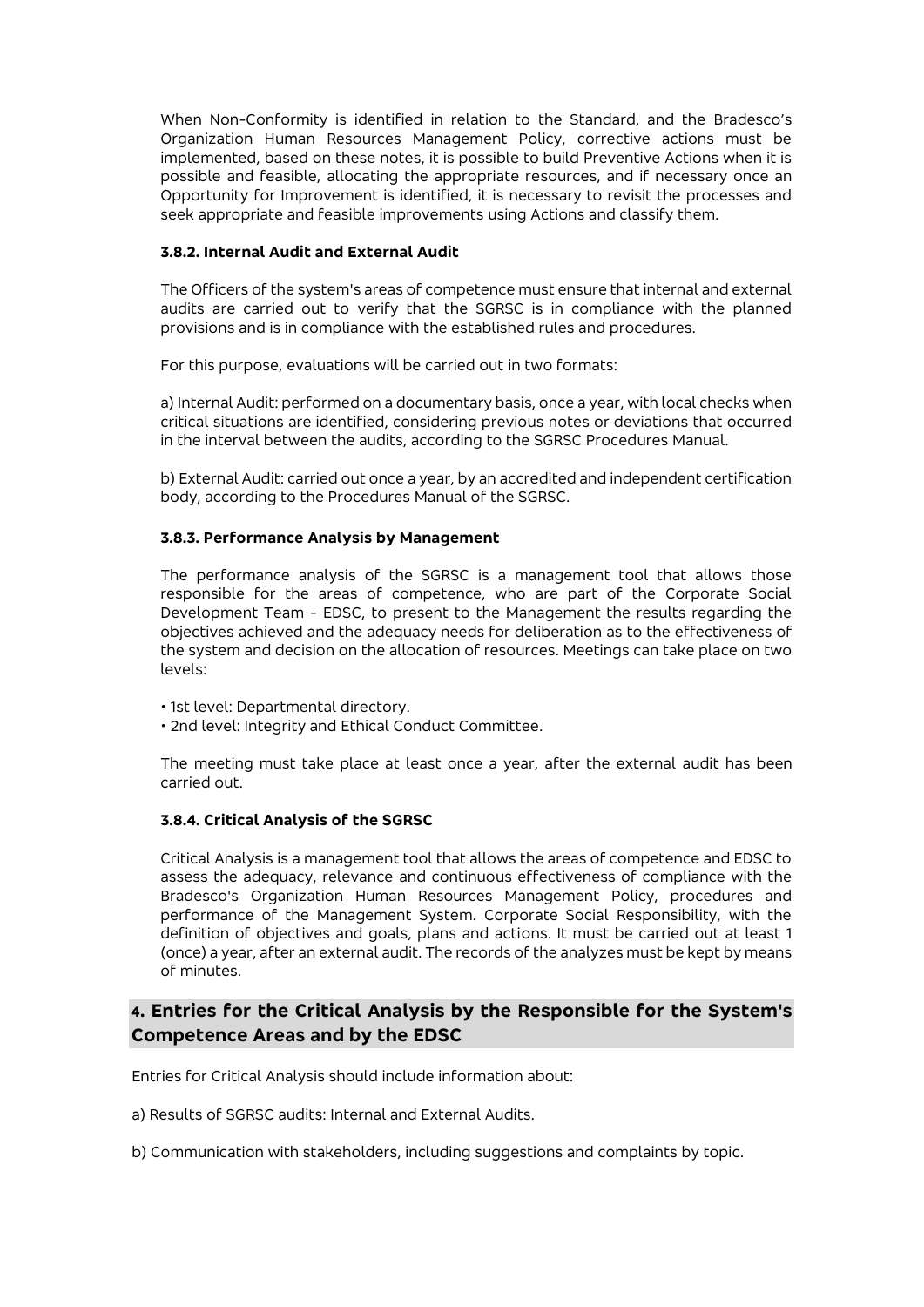When Non-Conformity is identified in relation to the Standard, and the Bradesco's Organization Human Resources Management Policy, corrective actions must be implemented, based on these notes, it is possible to build Preventive Actions when it is possible and feasible, allocating the appropriate resources, and if necessary once an Opportunity for Improvement is identified, it is necessary to revisit the processes and seek appropriate and feasible improvements using Actions and classify them.

#### 3.8.2. Internal Audit and External Audit

The Officers of the system's areas of competence must ensure that internal and external audits are carried out to verify that the SGRSC is in compliance with the planned provisions and is in compliance with the established rules and procedures.

For this purpose, evaluations will be carried out in two formats:

a) Internal Audit: performed on a documentary basis, once a year, with local checks when critical situations are identified, considering previous notes or deviations that occurred in the interval between the audits, according to the SGRSC Procedures Manual.

b) External Audit: carried out once a year, by an accredited and independent certification body, according to the Procedures Manual of the SGRSC.

#### 3.8.3. Performance Analysis by Management

The performance analysis of the SGRSC is a management tool that allows those responsible for the areas of competence, who are part of the Corporate Social Development Team - EDSC, to present to the Management the results regarding the objectives achieved and the adequacy needs for deliberation as to the effectiveness of the system and decision on the allocation of resources. Meetings can take place on two levels:

- 1st level: Departmental directory.
- 2nd level: Integrity and Ethical Conduct Committee.

The meeting must take place at least once a year, after the external audit has been carried out.

#### 3.8.4. Critical Analysis of the SGRSC

Critical Analysis is a management tool that allows the areas of competence and EDSC to assess the adequacy, relevance and continuous effectiveness of compliance with the Bradesco's Organization Human Resources Management Policy, procedures and performance of the Management System. Corporate Social Responsibility, with the definition of objectives and goals, plans and actions. It must be carried out at least 1 (once) a year, after an external audit. The records of the analyzes must be kept by means of minutes.

## 4. Entries for the Critical Analysis by the Responsible for the System's Competence Areas and by the EDSC

Entries for Critical Analysis should include information about:

a) Results of SGRSC audits: Internal and External Audits.

b) Communication with stakeholders, including suggestions and complaints by topic.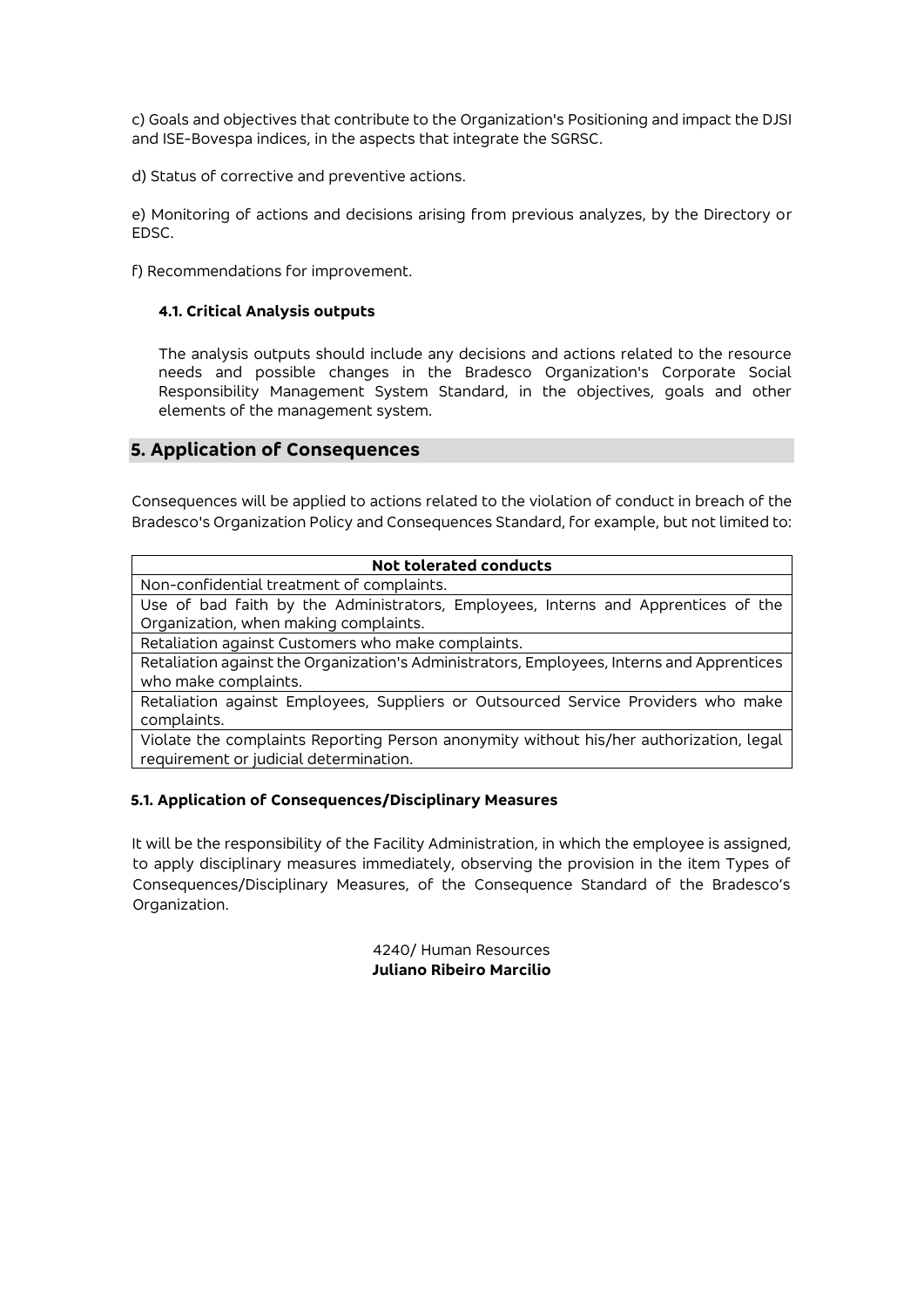c) Goals and objectives that contribute to the Organization's Positioning and impact the DJSI and ISE-Bovespa indices, in the aspects that integrate the SGRSC.

d) Status of corrective and preventive actions.

e) Monitoring of actions and decisions arising from previous analyzes, by the Directory or EDSC.

f) Recommendations for improvement.

### 4.1. Critical Analysis outputs

The analysis outputs should include any decisions and actions related to the resource needs and possible changes in the Bradesco Organization's Corporate Social Responsibility Management System Standard, in the objectives, goals and other elements of the management system.

## 5. Application of Consequences

Consequences will be applied to actions related to the violation of conduct in breach of the Bradesco's Organization Policy and Consequences Standard, for example, but not limited to:

| Not tolerated conducts |
|---|
| Non-confidential treatment of complaints. |
| Use of bad faith by the Administrators, Employees, Interns and Apprentices of the Organization, when making complaints. |
| Retaliation against Customers who make complaints. |
| Retaliation against the Organization's Administrators, Employees, Interns and Apprentices who make complaints. |
| Retaliation against Employees, Suppliers or Outsourced Service Providers who make complaints. |
| Violate the complaints Reporting Person anonymity without his/her authorization, legal requirement or judicial determination. |

### 5.1. Application of Consequences/Disciplinary Measures

It will be the responsibility of the Facility Administration, in which the employee is assigned, to apply disciplinary measures immediately, observing the provision in the item Types of Consequences/Disciplinary Measures, of the Consequence Standard of the Bradesco's Organization.

4240/ Human Resources
**Juliano Ribeiro Marcilio**